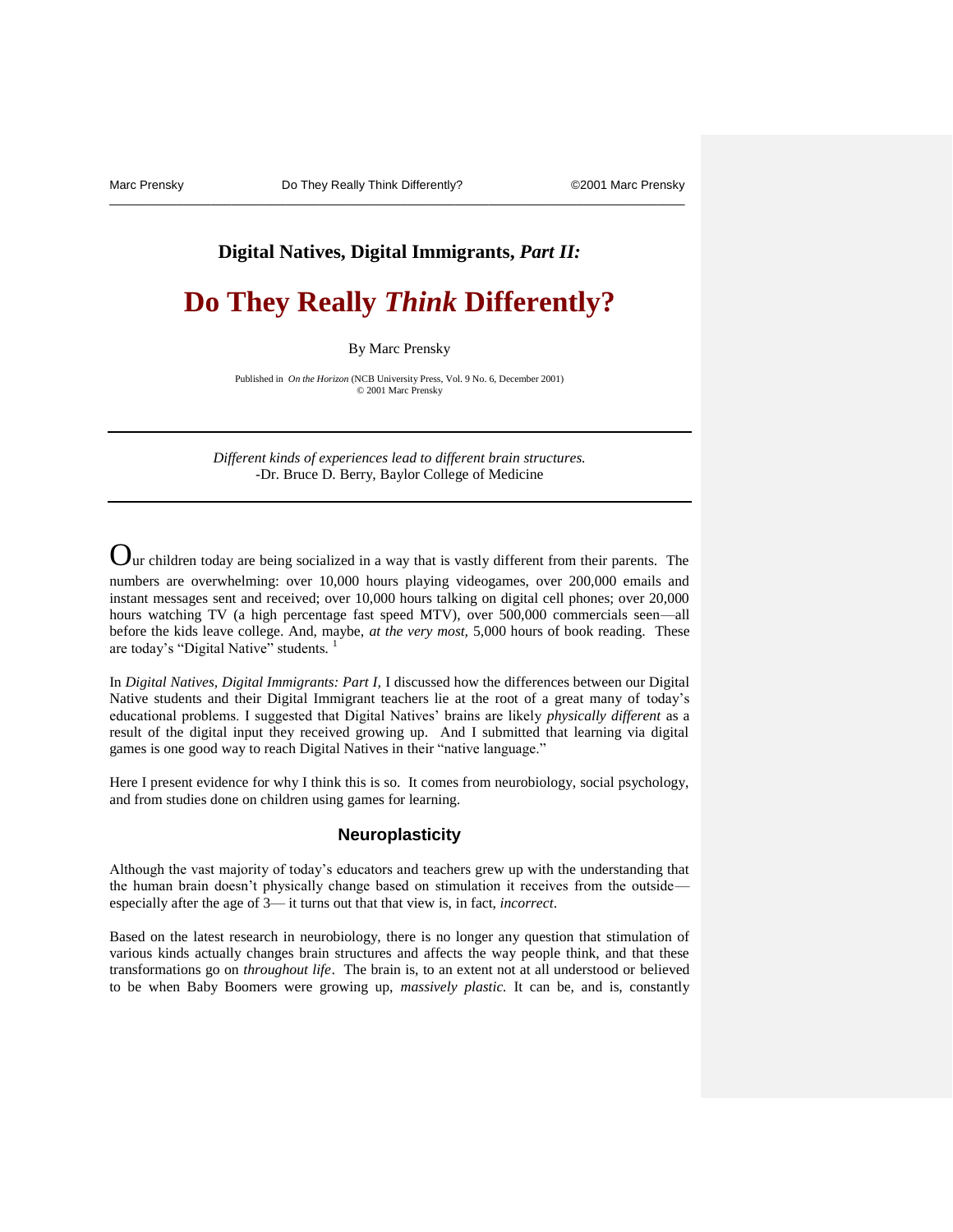## Digital Natives, Digital Immigrants, *Part II:*

# Do They Really *Think* Differently?

By Marc Prensky

Published in *On the Horizon* (NCB University Press, Vol. 9 No. 6, December 2001)
© 2001 Marc Prensky

---

*Different kinds of experiences lead to different brain structures.*
-Dr. Bruce D. Berry, Baylor College of Medicine

---

Our children today are being socialized in a way that is vastly different from their parents. The numbers are overwhelming: over 10,000 hours playing videogames, over 200,000 emails and instant messages sent and received; over 10,000 hours talking on digital cell phones; over 20,000 hours watching TV (a high percentage fast speed MTV), over 500,000 commercials seen—all before the kids leave college. And, maybe, *at the very most,* 5,000 hours of book reading. These are today's "Digital Native" students. [1]

In *Digital Natives, Digital Immigrants: Part I,* I discussed how the differences between our Digital Native students and their Digital Immigrant teachers lie at the root of a great many of today's educational problems. I suggested that Digital Natives' brains are likely *physically different* as a result of the digital input they received growing up. And I submitted that learning via digital games is one good way to reach Digital Natives in their "native language."

Here I present evidence for why I think this is so. It comes from neurobiology, social psychology, and from studies done on children using games for learning.

### Neuroplasticity

Although the vast majority of today's educators and teachers grew up with the understanding that the human brain doesn't physically change based on stimulation it receives from the outside—especially after the age of 3— it turns out that that view is, in fact, *incorrect*.

Based on the latest research in neurobiology, there is no longer any question that stimulation of various kinds actually changes brain structures and affects the way people think, and that these transformations go on *throughout life*. The brain is, to an extent not at all understood or believed to be when Baby Boomers were growing up, *massively plastic.* It can be, and is, constantly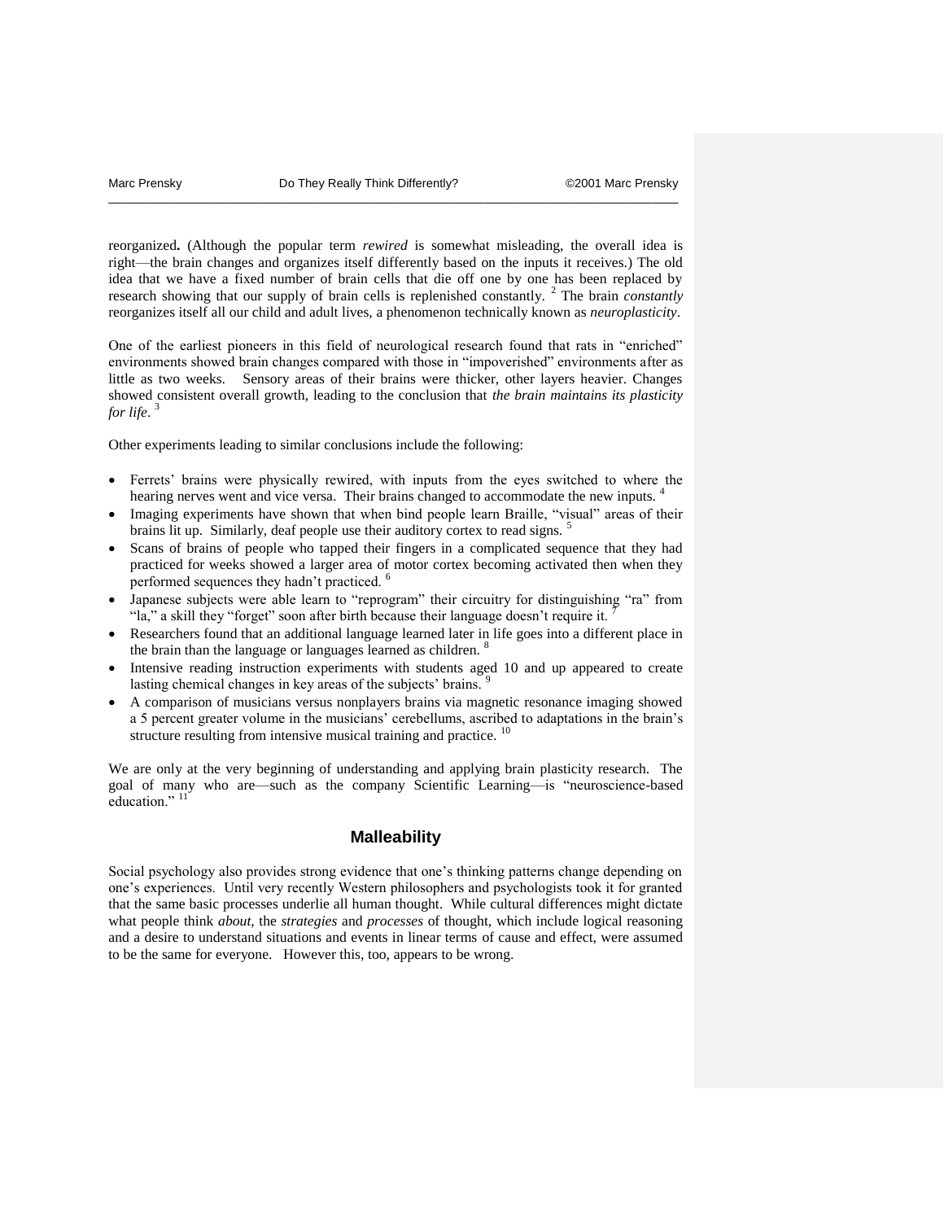reorganized**.** (Although the popular term *rewired* is somewhat misleading, the overall idea is right—the brain changes and organizes itself differently based on the inputs it receives.) The old idea that we have a fixed number of brain cells that die off one by one has been replaced by research showing that our supply of brain cells is replenished constantly. [2] The brain *constantly* reorganizes itself all our child and adult lives, a phenomenon technically known as *neuroplasticity*.

One of the earliest pioneers in this field of neurological research found that rats in "enriched" environments showed brain changes compared with those in "impoverished" environments after as little as two weeks. Sensory areas of their brains were thicker, other layers heavier. Changes showed consistent overall growth, leading to the conclusion that *the brain maintains its plasticity for life*. [3]

Other experiments leading to similar conclusions include the following:

- Ferrets' brains were physically rewired, with inputs from the eyes switched to where the hearing nerves went and vice versa. Their brains changed to accommodate the new inputs. [4]
- Imaging experiments have shown that when bind people learn Braille, "visual" areas of their brains lit up. Similarly, deaf people use their auditory cortex to read signs. [5]
- Scans of brains of people who tapped their fingers in a complicated sequence that they had practiced for weeks showed a larger area of motor cortex becoming activated then when they performed sequences they hadn't practiced. [6]
- Japanese subjects were able learn to "reprogram" their circuitry for distinguishing "ra" from "la," a skill they "forget" soon after birth because their language doesn't require it. [7]
- Researchers found that an additional language learned later in life goes into a different place in the brain than the language or languages learned as children. [8]
- Intensive reading instruction experiments with students aged 10 and up appeared to create lasting chemical changes in key areas of the subjects' brains. [9]
- A comparison of musicians versus nonplayers brains via magnetic resonance imaging showed a 5 percent greater volume in the musicians' cerebellums, ascribed to adaptations in the brain's structure resulting from intensive musical training and practice. [10]

We are only at the very beginning of understanding and applying brain plasticity research. The goal of many who are—such as the company Scientific Learning—is "neuroscience-based education." [11]

## Malleability

Social psychology also provides strong evidence that one's thinking patterns change depending on one's experiences. Until very recently Western philosophers and psychologists took it for granted that the same basic processes underlie all human thought. While cultural differences might dictate what people think *about*, the *strategies* and *processes* of thought, which include logical reasoning and a desire to understand situations and events in linear terms of cause and effect, were assumed to be the same for everyone. However this, too, appears to be wrong.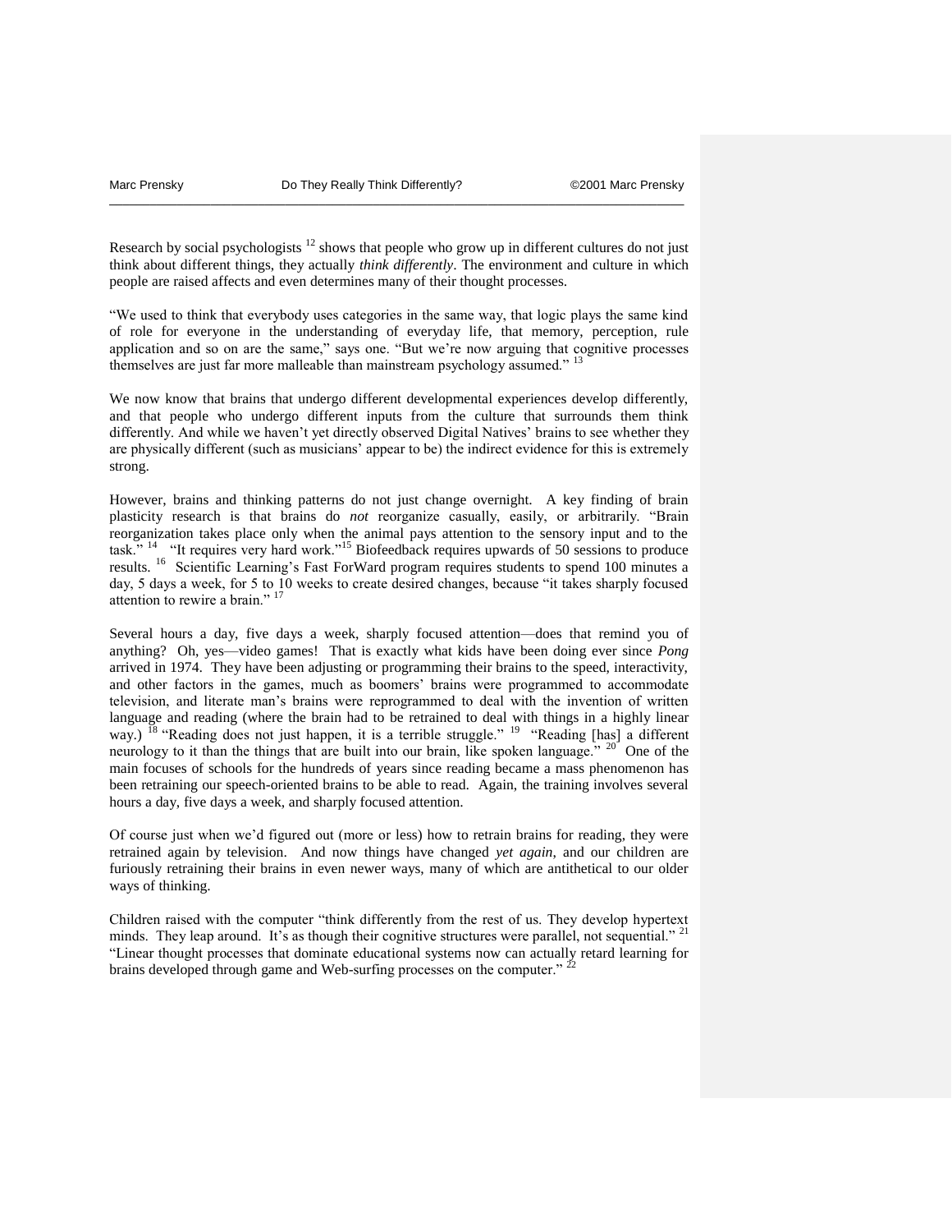Research by social psychologists [12] shows that people who grow up in different cultures do not just think about different things, they actually *think differently*. The environment and culture in which people are raised affects and even determines many of their thought processes.

"We used to think that everybody uses categories in the same way, that logic plays the same kind of role for everyone in the understanding of everyday life, that memory, perception, rule application and so on are the same," says one. "But we're now arguing that cognitive processes themselves are just far more malleable than mainstream psychology assumed." [13]

We now know that brains that undergo different developmental experiences develop differently, and that people who undergo different inputs from the culture that surrounds them think differently. And while we haven't yet directly observed Digital Natives' brains to see whether they are physically different (such as musicians' appear to be) the indirect evidence for this is extremely strong.

However, brains and thinking patterns do not just change overnight. A key finding of brain plasticity research is that brains do *not* reorganize casually, easily, or arbitrarily. "Brain reorganization takes place only when the animal pays attention to the sensory input and to the task." [14] "It requires very hard work."[15] Biofeedback requires upwards of 50 sessions to produce results. [16] Scientific Learning's Fast ForWard program requires students to spend 100 minutes a day, 5 days a week, for 5 to 10 weeks to create desired changes, because "it takes sharply focused attention to rewire a brain." [17]

Several hours a day, five days a week, sharply focused attention—does that remind you of anything? Oh, yes—video games! That is exactly what kids have been doing ever since *Pong* arrived in 1974. They have been adjusting or programming their brains to the speed, interactivity, and other factors in the games, much as boomers' brains were programmed to accommodate television, and literate man's brains were reprogrammed to deal with the invention of written language and reading (where the brain had to be retrained to deal with things in a highly linear way.) [18] "Reading does not just happen, it is a terrible struggle." [19] "Reading [has] a different neurology to it than the things that are built into our brain, like spoken language." [20] One of the main focuses of schools for the hundreds of years since reading became a mass phenomenon has been retraining our speech-oriented brains to be able to read. Again, the training involves several hours a day, five days a week, and sharply focused attention.

Of course just when we'd figured out (more or less) how to retrain brains for reading, they were retrained again by television. And now things have changed *yet again*, and our children are furiously retraining their brains in even newer ways, many of which are antithetical to our older ways of thinking.

Children raised with the computer "think differently from the rest of us. They develop hypertext minds. They leap around. It's as though their cognitive structures were parallel, not sequential." [21] "Linear thought processes that dominate educational systems now can actually retard learning for brains developed through game and Web-surfing processes on the computer." [22]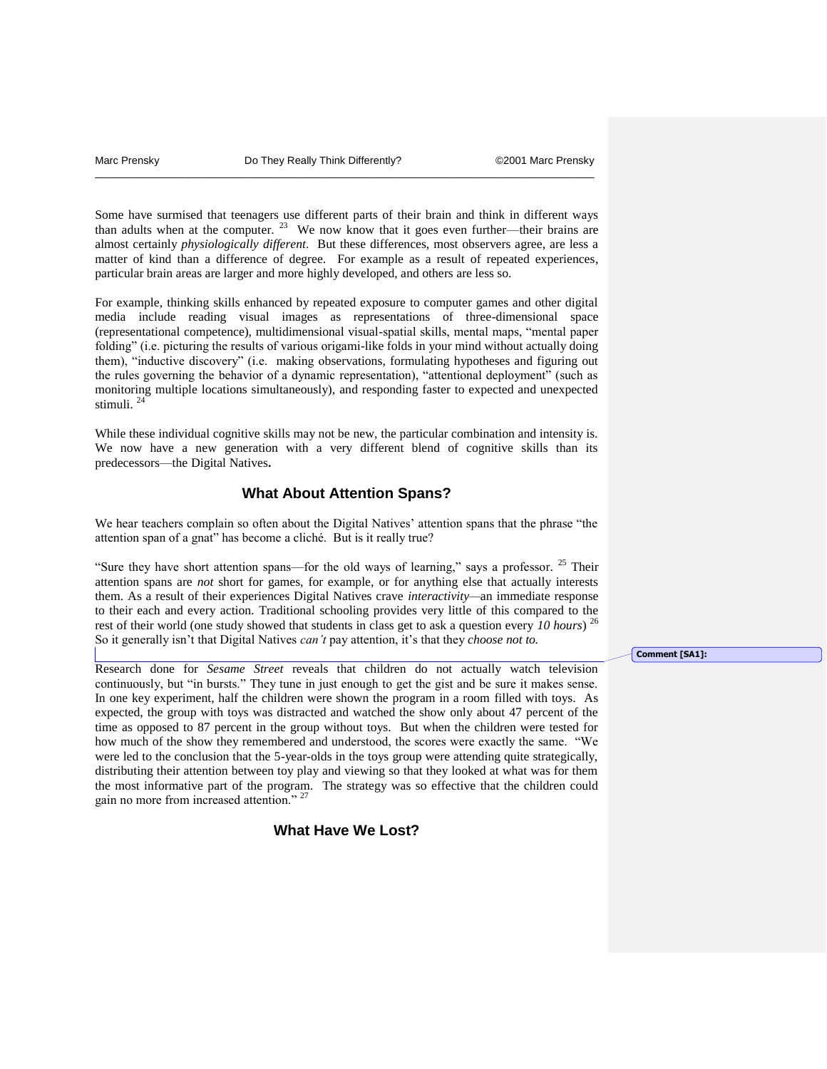Some have surmised that teenagers use different parts of their brain and think in different ways than adults when at the computer. [23] We now know that it goes even further—their brains are almost certainly *physiologically different*. But these differences, most observers agree, are less a matter of kind than a difference of degree. For example as a result of repeated experiences, particular brain areas are larger and more highly developed, and others are less so.

For example, thinking skills enhanced by repeated exposure to computer games and other digital media include reading visual images as representations of three-dimensional space (representational competence), multidimensional visual-spatial skills, mental maps, "mental paper folding" (i.e. picturing the results of various origami-like folds in your mind without actually doing them), "inductive discovery" (i.e. making observations, formulating hypotheses and figuring out the rules governing the behavior of a dynamic representation), "attentional deployment" (such as monitoring multiple locations simultaneously), and responding faster to expected and unexpected stimuli. [24]

While these individual cognitive skills may not be new, the particular combination and intensity is. We now have a new generation with a very different blend of cognitive skills than its predecessors—the Digital Natives**.**

## What About Attention Spans?

We hear teachers complain so often about the Digital Natives' attention spans that the phrase "the attention span of a gnat" has become a cliché. But is it really true?

"Sure they have short attention spans—for the old ways of learning," says a professor. [25] Their attention spans are *not* short for games, for example, or for anything else that actually interests them. As a result of their experiences Digital Natives crave *interactivity*—an immediate response to their each and every action. Traditional schooling provides very little of this compared to the rest of their world (one study showed that students in class get to ask a question every *10 hours*) [26] So it generally isn't that Digital Natives *can't* pay attention, it's that they *choose not to.*

Comment [SA1]:

Research done for *Sesame Street* reveals that children do not actually watch television continuously, but "in bursts." They tune in just enough to get the gist and be sure it makes sense. In one key experiment, half the children were shown the program in a room filled with toys. As expected, the group with toys was distracted and watched the show only about 47 percent of the time as opposed to 87 percent in the group without toys. But when the children were tested for how much of the show they remembered and understood, the scores were exactly the same. "We were led to the conclusion that the 5-year-olds in the toys group were attending quite strategically, distributing their attention between toy play and viewing so that they looked at what was for them the most informative part of the program. The strategy was so effective that the children could gain no more from increased attention." [27]

## What Have We Lost?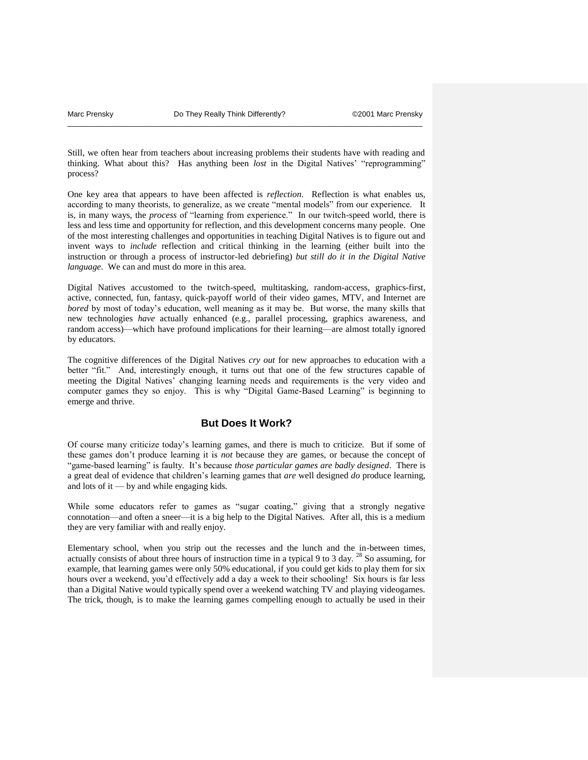Still, we often hear from teachers about increasing problems their students have with reading and thinking. What about this? Has anything been *lost* in the Digital Natives' "reprogramming" process?

One key area that appears to have been affected is *reflection*. Reflection is what enables us, according to many theorists, to generalize, as we create "mental models" from our experience. It is, in many ways, the *process* of "learning from experience." In our twitch-speed world, there is less and less time and opportunity for reflection, and this development concerns many people. One of the most interesting challenges and opportunities in teaching Digital Natives is to figure out and invent ways to *include* reflection and critical thinking in the learning (either built into the instruction or through a process of instructor-led debriefing) *but still do it in the Digital Native language*. We can and must do more in this area.

Digital Natives accustomed to the twitch-speed, multitasking, random-access, graphics-first, active, connected, fun, fantasy, quick-payoff world of their video games, MTV, and Internet are *bored* by most of today's education, well meaning as it may be. But worse, the many skills that new technologies *have* actually enhanced (e.g., parallel processing, graphics awareness, and random access)—which have profound implications for their learning—are almost totally ignored by educators.

The cognitive differences of the Digital Natives *cry out* for new approaches to education with a better "fit." And, interestingly enough, it turns out that one of the few structures capable of meeting the Digital Natives' changing learning needs and requirements is the very video and computer games they so enjoy. This is why "Digital Game-Based Learning" is beginning to emerge and thrive.

## But Does It Work?

Of course many criticize today's learning games, and there is much to criticize. But if some of these games don't produce learning it is *not* because they are games, or because the concept of "game-based learning" is faulty. It's because *those particular games are badly designed*. There is a great deal of evidence that children's learning games that *are* well designed *do* produce learning, and lots of it — by and while engaging kids.

While some educators refer to games as "sugar coating," giving that a strongly negative connotation—and often a sneer—it is a big help to the Digital Natives. After all, this is a medium they are very familiar with and really enjoy.

Elementary school, when you strip out the recesses and the lunch and the in-between times, actually consists of about three hours of instruction time in a typical 9 to 3 day. [28] So assuming, for example, that learning games were only 50% educational, if you could get kids to play them for six hours over a weekend, you'd effectively add a day a week to their schooling! Six hours is far less than a Digital Native would typically spend over a weekend watching TV and playing videogames. The trick, though, is to make the learning games compelling enough to actually be used in their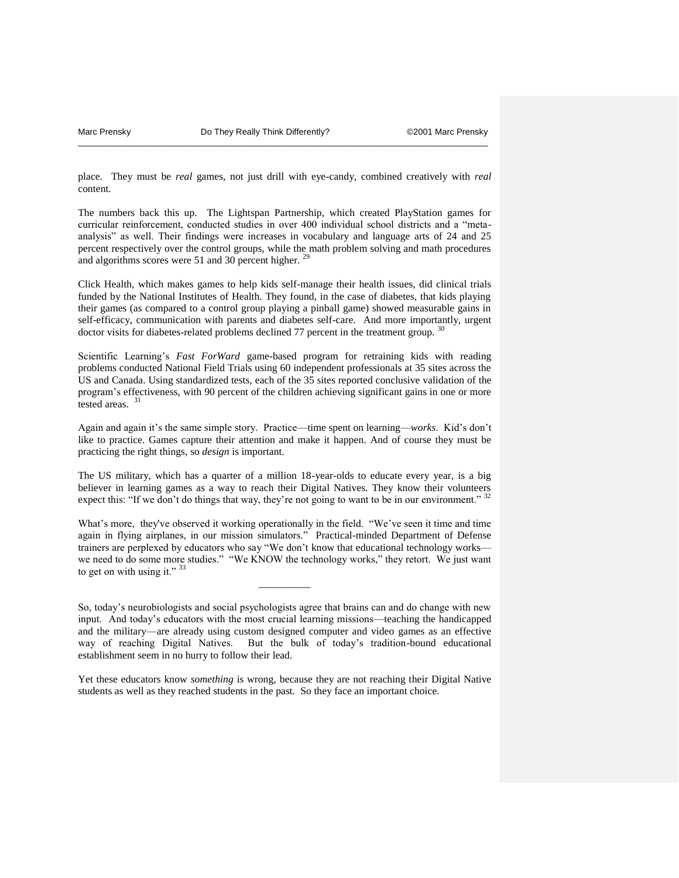place. They must be *real* games, not just drill with eye-candy, combined creatively with *real* content.

The numbers back this up. The Lightspan Partnership, which created PlayStation games for curricular reinforcement, conducted studies in over 400 individual school districts and a "meta-analysis" as well. Their findings were increases in vocabulary and language arts of 24 and 25 percent respectively over the control groups, while the math problem solving and math procedures and algorithms scores were 51 and 30 percent higher. [29]

Click Health, which makes games to help kids self-manage their health issues, did clinical trials funded by the National Institutes of Health. They found, in the case of diabetes, that kids playing their games (as compared to a control group playing a pinball game) showed measurable gains in self-efficacy, communication with parents and diabetes self-care. And more importantly, urgent doctor visits for diabetes-related problems declined 77 percent in the treatment group. [30]

Scientific Learning's *Fast ForWard* game-based program for retraining kids with reading problems conducted National Field Trials using 60 independent professionals at 35 sites across the US and Canada. Using standardized tests, each of the 35 sites reported conclusive validation of the program's effectiveness, with 90 percent of the children achieving significant gains in one or more tested areas. [31]

Again and again it's the same simple story. Practice—time spent on learning—*works*. Kid's don't like to practice. Games capture their attention and make it happen. And of course they must be practicing the right things, so *design* is important.

The US military, which has a quarter of a million 18-year-olds to educate every year, is a big believer in learning games as a way to reach their Digital Natives. They know their volunteers expect this: "If we don't do things that way, they're not going to want to be in our environment." [32]

What's more, they've observed it working operationally in the field. "We've seen it time and time again in flying airplanes, in our mission simulators." Practical-minded Department of Defense trainers are perplexed by educators who say "We don't know that educational technology works—we need to do some more studies." "We KNOW the technology works," they retort. We just want to get on with using it." [33]

---

So, today's neurobiologists and social psychologists agree that brains can and do change with new input. And today's educators with the most crucial learning missions—teaching the handicapped and the military—are already using custom designed computer and video games as an effective way of reaching Digital Natives. But the bulk of today's tradition-bound educational establishment seem in no hurry to follow their lead.

Yet these educators know *something* is wrong, because they are not reaching their Digital Native students as well as they reached students in the past. So they face an important choice.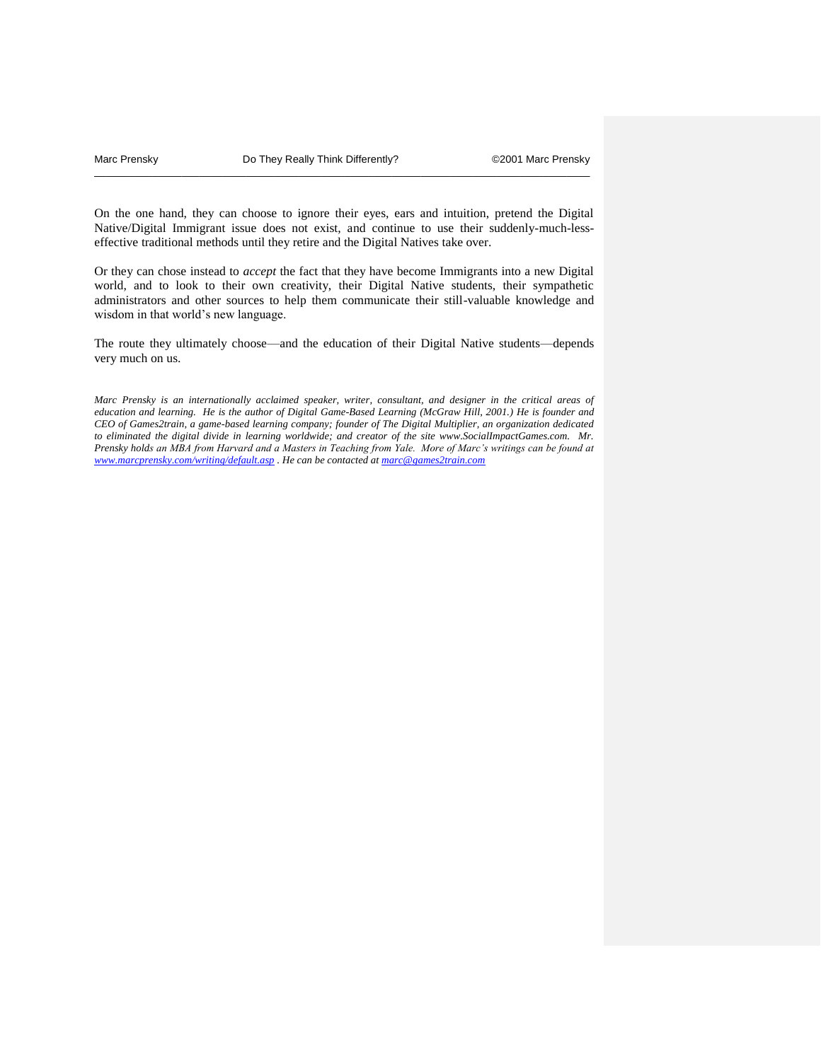On the one hand, they can choose to ignore their eyes, ears and intuition, pretend the Digital Native/Digital Immigrant issue does not exist, and continue to use their suddenly-much-less-effective traditional methods until they retire and the Digital Natives take over.

Or they can chose instead to *accept* the fact that they have become Immigrants into a new Digital world, and to look to their own creativity, their Digital Native students, their sympathetic administrators and other sources to help them communicate their still-valuable knowledge and wisdom in that world's new language.

The route they ultimately choose—and the education of their Digital Native students—depends very much on us.

*Marc Prensky is an internationally acclaimed speaker, writer, consultant, and designer in the critical areas of education and learning. He is the author of Digital Game-Based Learning (McGraw Hill, 2001.) He is founder and CEO of Games2train, a game-based learning company; founder of The Digital Multiplier, an organization dedicated to eliminated the digital divide in learning worldwide; and creator of the site www.SocialImpactGames.com. Mr. Prensky holds an MBA from Harvard and a Masters in Teaching from Yale. More of Marc's writings can be found at [www.marcprensky.com/writing/default.asp](www.marcprensky.com/writing/default.asp) . He can be contacted at [marc@games2train.com](mailto:marc@games2train.com)*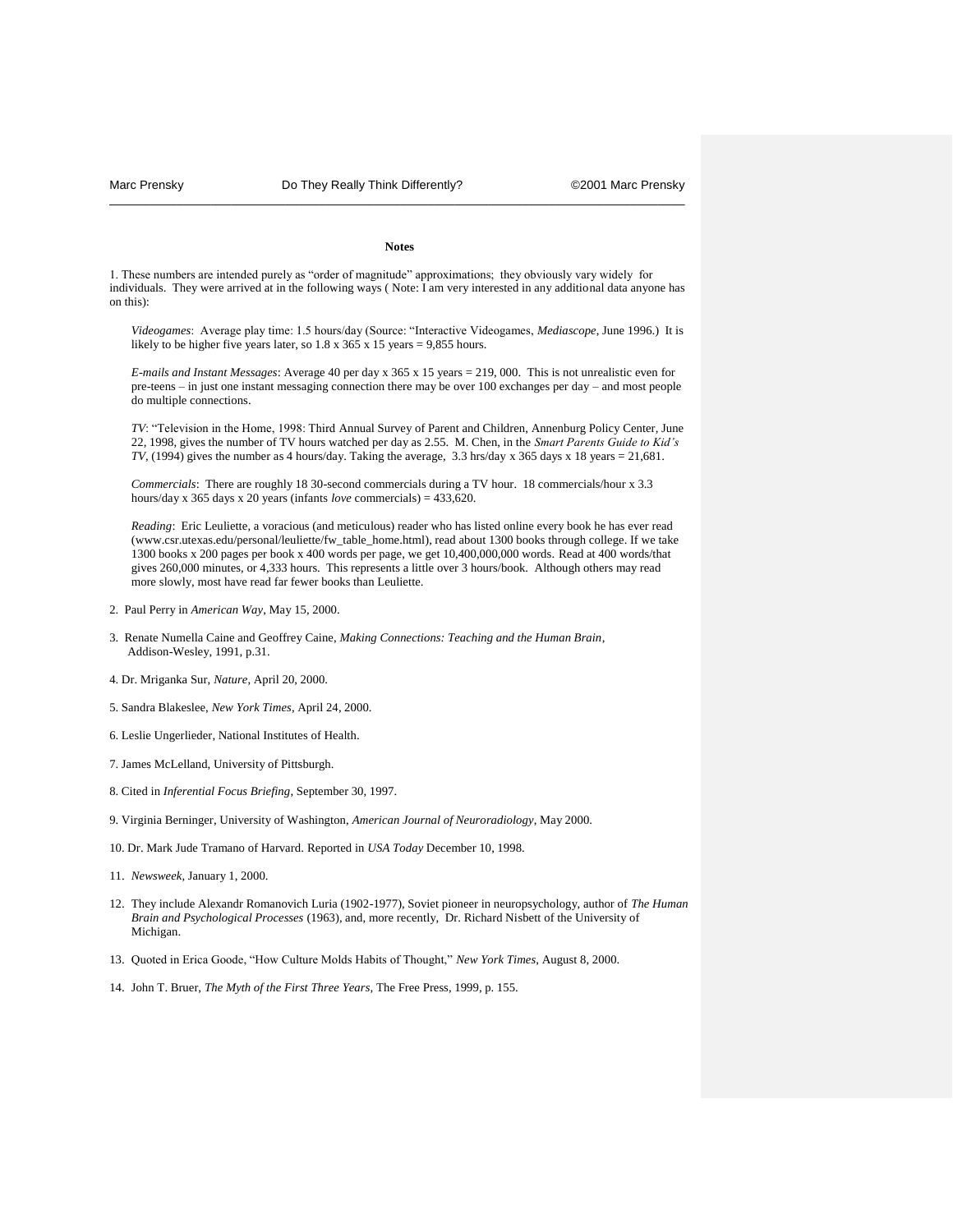**Notes**

1. These numbers are intended purely as "order of magnitude" approximations; they obviously vary widely for individuals. They were arrived at in the following ways ( Note: I am very interested in any additional data anyone has on this):

   *Videogames*: Average play time: 1.5 hours/day (Source: "Interactive Videogames, *Mediascope*, June 1996.) It is likely to be higher five years later, so 1.8 x 365 x 15 years = 9,855 hours.

   *E-mails and Instant Messages*: Average 40 per day x 365 x 15 years = 219, 000. This is not unrealistic even for pre-teens – in just one instant messaging connection there may be over 100 exchanges per day – and most people do multiple connections.

   *TV*: "Television in the Home, 1998: Third Annual Survey of Parent and Children, Annenburg Policy Center, June 22, 1998, gives the number of TV hours watched per day as 2.55. M. Chen, in the *Smart Parents Guide to Kid's TV*, (1994) gives the number as 4 hours/day. Taking the average, 3.3 hrs/day x 365 days x 18 years = 21,681.

   *Commercials*: There are roughly 18 30-second commercials during a TV hour. 18 commercials/hour x 3.3 hours/day x 365 days x 20 years (infants *love* commercials) = 433,620.

   *Reading*: Eric Leuliette, a voracious (and meticulous) reader who has listed online every book he has ever read (www.csr.utexas.edu/personal/leuliette/fw_table_home.html), read about 1300 books through college. If we take 1300 books x 200 pages per book x 400 words per page, we get 10,400,000,000 words. Read at 400 words/that gives 260,000 minutes, or 4,333 hours. This represents a little over 3 hours/book. Although others may read more slowly, most have read far fewer books than Leuliette.

2. Paul Perry in *American Way*, May 15, 2000.

3. Renate Numella Caine and Geoffrey Caine, *Making Connections: Teaching and the Human Brain*, Addison-Wesley, 1991, p.31.

4. Dr. Mriganka Sur, *Nature*, April 20, 2000.

5. Sandra Blakeslee, *New York Times*, April 24, 2000.

6. Leslie Ungerlieder, National Institutes of Health.

7. James McLelland, University of Pittsburgh.

8. Cited in *Inferential Focus Briefing*, September 30, 1997.

9. Virginia Berninger, University of Washington, *American Journal of Neuroradiology*, May 2000.

10. Dr. Mark Jude Tramano of Harvard. Reported in *USA Today* December 10, 1998.

11. *Newsweek*, January 1, 2000.

12. They include Alexandr Romanovich Luria (1902-1977), Soviet pioneer in neuropsychology, author of *The Human Brain and Psychological Processes* (1963), and, more recently, Dr. Richard Nisbett of the University of Michigan.

13. Quoted in Erica Goode, "How Culture Molds Habits of Thought," *New York Times*, August 8, 2000.

14. John T. Bruer, *The Myth of the First Three Years*, The Free Press, 1999, p. 155.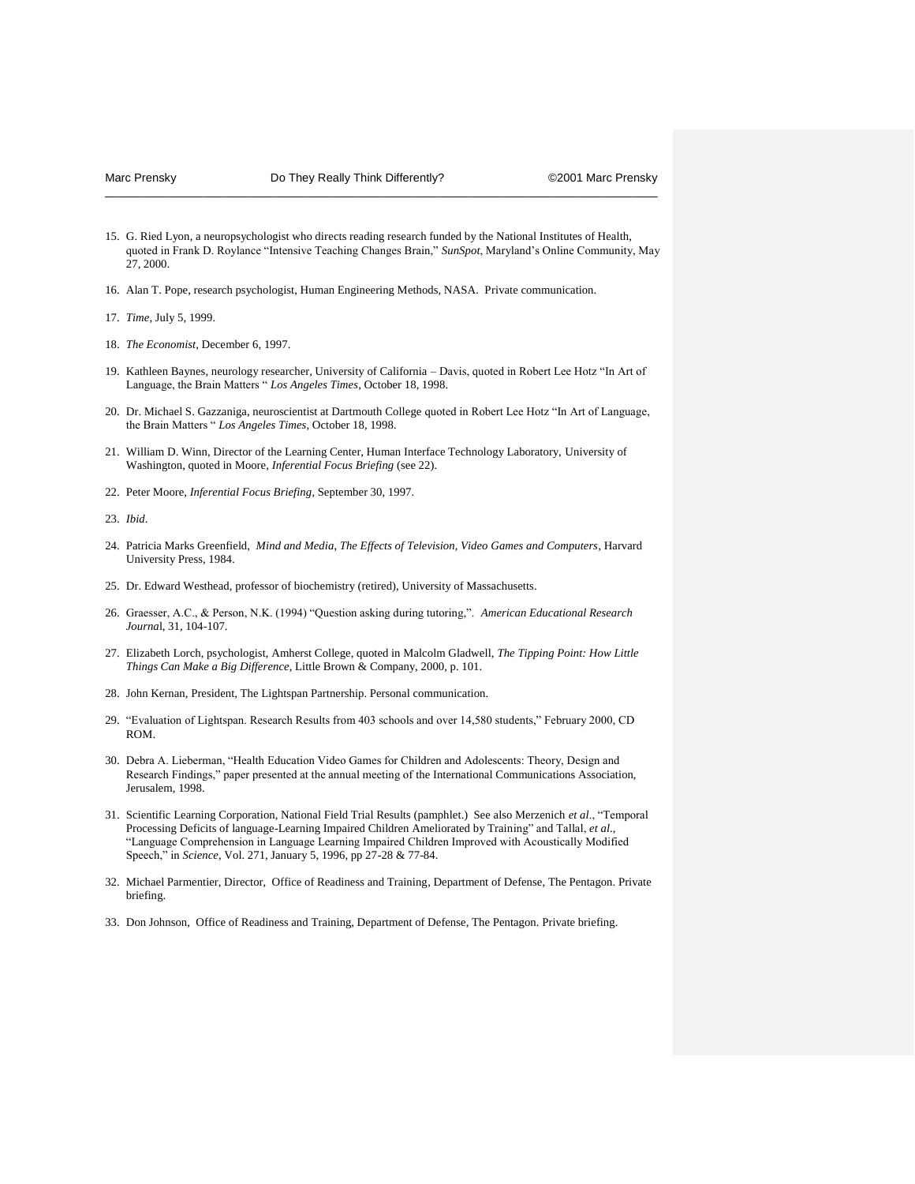15. G. Ried Lyon, a neuropsychologist who directs reading research funded by the National Institutes of Health, quoted in Frank D. Roylance "Intensive Teaching Changes Brain," *SunSpot*, Maryland's Online Community, May 27, 2000.

16. Alan T. Pope, research psychologist, Human Engineering Methods, NASA. Private communication.

17. *Time*, July 5, 1999.

18. *The Economist*, December 6, 1997.

19. Kathleen Baynes, neurology researcher, University of California – Davis, quoted in Robert Lee Hotz "In Art of Language, the Brain Matters " *Los Angeles Times*, October 18, 1998.

20. Dr. Michael S. Gazzaniga, neuroscientist at Dartmouth College quoted in Robert Lee Hotz "In Art of Language, the Brain Matters " *Los Angeles Times*, October 18, 1998.

21. William D. Winn, Director of the Learning Center, Human Interface Technology Laboratory, University of Washington, quoted in Moore, *Inferential Focus Briefing* (see 22).

22. Peter Moore, *Inferential Focus Briefing*, September 30, 1997.

23. *Ibid*.

24. Patricia Marks Greenfield, *Mind and Media, The Effects of Television, Video Games and Computers*, Harvard University Press, 1984.

25. Dr. Edward Westhead, professor of biochemistry (retired), University of Massachusetts.

26. Graesser, A.C., & Person, N.K. (1994) "Question asking during tutoring,". *American Educational Research Journa*l, 31, 104-107.

27. Elizabeth Lorch, psychologist, Amherst College, quoted in Malcolm Gladwell, *The Tipping Point: How Little Things Can Make a Big Difference*, Little Brown & Company, 2000, p. 101.

28. John Kernan, President, The Lightspan Partnership. Personal communication.

29. "Evaluation of Lightspan. Research Results from 403 schools and over 14,580 students," February 2000, CD ROM.

30. Debra A. Lieberman, "Health Education Video Games for Children and Adolescents: Theory, Design and Research Findings," paper presented at the annual meeting of the International Communications Association, Jerusalem, 1998.

31. Scientific Learning Corporation, National Field Trial Results (pamphlet.) See also Merzenich *et al*., "Temporal Processing Deficits of language-Learning Impaired Children Ameliorated by Training" and Tallal, *et al*., "Language Comprehension in Language Learning Impaired Children Improved with Acoustically Modified Speech," in *Science*, Vol. 271, January 5, 1996, pp 27-28 & 77-84.

32. Michael Parmentier, Director, Office of Readiness and Training, Department of Defense, The Pentagon. Private briefing.

33. Don Johnson, Office of Readiness and Training, Department of Defense, The Pentagon. Private briefing.